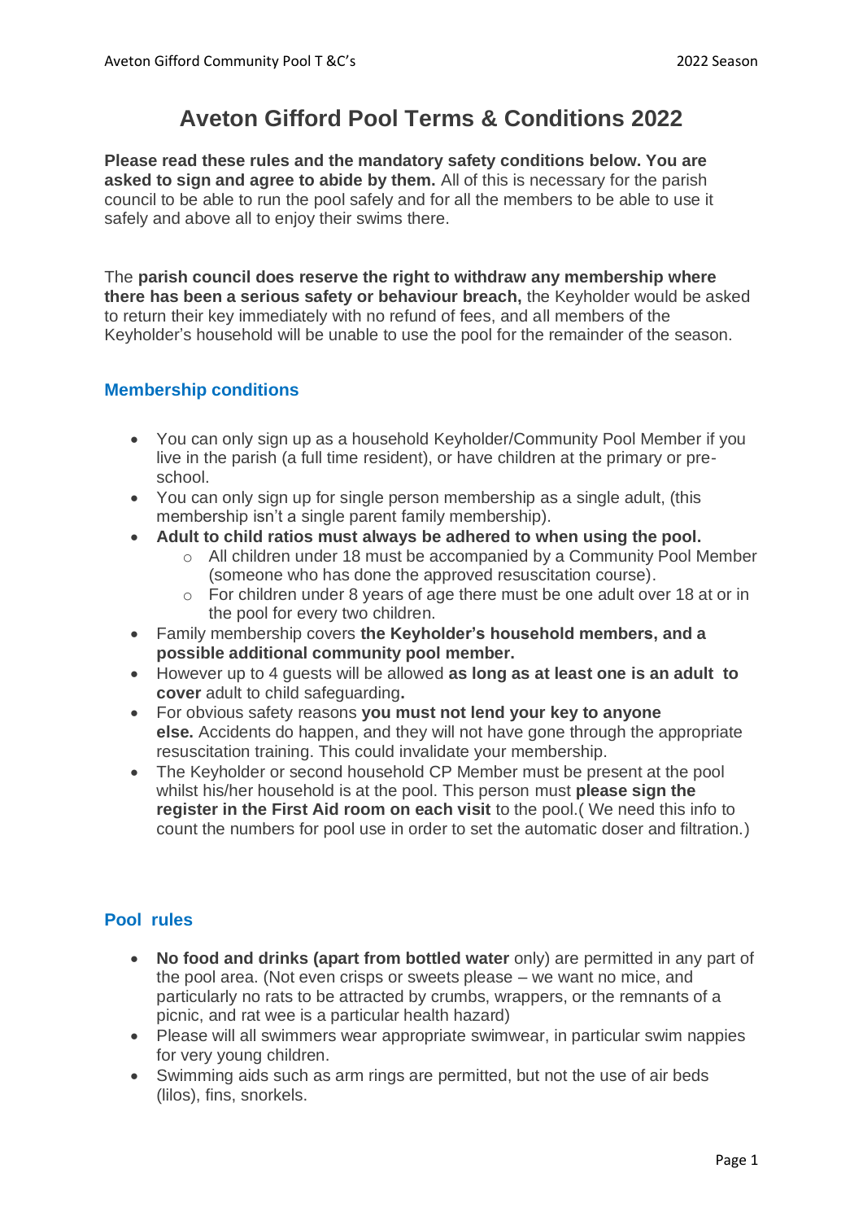# Aveton Gifford Pool Terms & Conditions 2022

**Please read these rules and the mandatory safety conditions below. You are asked to sign and agree to abide by them.** All of this is necessary for the parish council to be able to run the pool safely and for all the members to be able to use it safely and above all to enjoy their swims there.

The **parish council does reserve the right to withdraw any membership where there has been a serious safety or behaviour breach,** the Keyholder would be asked to return their key immediately with no refund of fees, and all members of the Keyholder's household will be unable to use the pool for the remainder of the season.

## Membership conditions

- You can only sign up as a household Keyholder/Community Pool Member if you live in the parish (a full time resident), or have children at the primary or pre-school.
- You can only sign up for single person membership as a single adult, (this membership isn't a single parent family membership).
- **Adult to child ratios must always be adhered to when using the pool.**
    - All children under 18 must be accompanied by a Community Pool Member (someone who has done the approved resuscitation course).
    - For children under 8 years of age there must be one adult over 18 at or in the pool for every two children.
- Family membership covers **the Keyholder's household members, and a possible additional community pool member.**
- However up to 4 guests will be allowed **as long as at least one is an adult to cover** adult to child safeguarding**.**
- For obvious safety reasons **you must not lend your key to anyone else.** Accidents do happen, and they will not have gone through the appropriate resuscitation training. This could invalidate your membership.
- The Keyholder or second household CP Member must be present at the pool whilst his/her household is at the pool. This person must **please sign the register in the First Aid room on each visit** to the pool.( We need this info to count the numbers for pool use in order to set the automatic doser and filtration.)

## Pool rules

- **No food and drinks (apart from bottled water** only) are permitted in any part of the pool area. (Not even crisps or sweets please – we want no mice, and particularly no rats to be attracted by crumbs, wrappers, or the remnants of a picnic, and rat wee is a particular health hazard)
- Please will all swimmers wear appropriate swimwear, in particular swim nappies for very young children.
- Swimming aids such as arm rings are permitted, but not the use of air beds (lilos), fins, snorkels.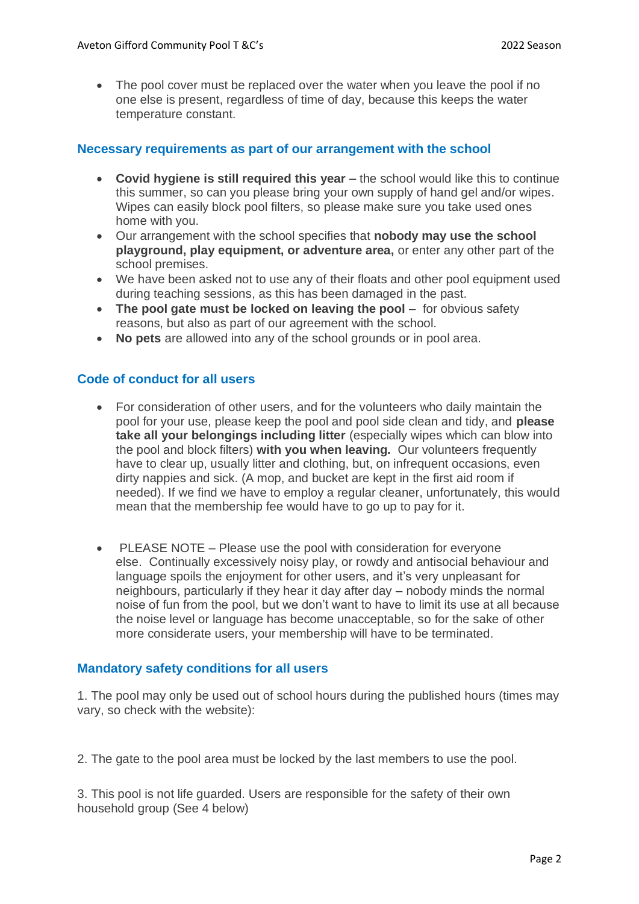- The pool cover must be replaced over the water when you leave the pool if no one else is present, regardless of time of day, because this keeps the water temperature constant.

## Necessary requirements as part of our arrangement with the school

- **Covid hygiene is still required this year –** the school would like this to continue this summer, so can you please bring your own supply of hand gel and/or wipes. Wipes can easily block pool filters, so please make sure you take used ones home with you.
- Our arrangement with the school specifies that **nobody may use the school playground, play equipment, or adventure area,** or enter any other part of the school premises.
- We have been asked not to use any of their floats and other pool equipment used during teaching sessions, as this has been damaged in the past.
- **The pool gate must be locked on leaving the pool** – for obvious safety reasons, but also as part of our agreement with the school.
- **No pets** are allowed into any of the school grounds or in pool area.

## Code of conduct for all users

- For consideration of other users, and for the volunteers who daily maintain the pool for your use, please keep the pool and pool side clean and tidy, and **please take all your belongings including litter** (especially wipes which can blow into the pool and block filters) **with you when leaving.** Our volunteers frequently have to clear up, usually litter and clothing, but, on infrequent occasions, even dirty nappies and sick. (A mop, and bucket are kept in the first aid room if needed). If we find we have to employ a regular cleaner, unfortunately, this would mean that the membership fee would have to go up to pay for it.

- PLEASE NOTE – Please use the pool with consideration for everyone else. Continually excessively noisy play, or rowdy and antisocial behaviour and language spoils the enjoyment for other users, and it's very unpleasant for neighbours, particularly if they hear it day after day – nobody minds the normal noise of fun from the pool, but we don't want to have to limit its use at all because the noise level or language has become unacceptable, so for the sake of other more considerate users, your membership will have to be terminated.

## Mandatory safety conditions for all users

1. The pool may only be used out of school hours during the published hours (times may vary, so check with the website):

2. The gate to the pool area must be locked by the last members to use the pool.

3. This pool is not life guarded. Users are responsible for the safety of their own household group (See 4 below)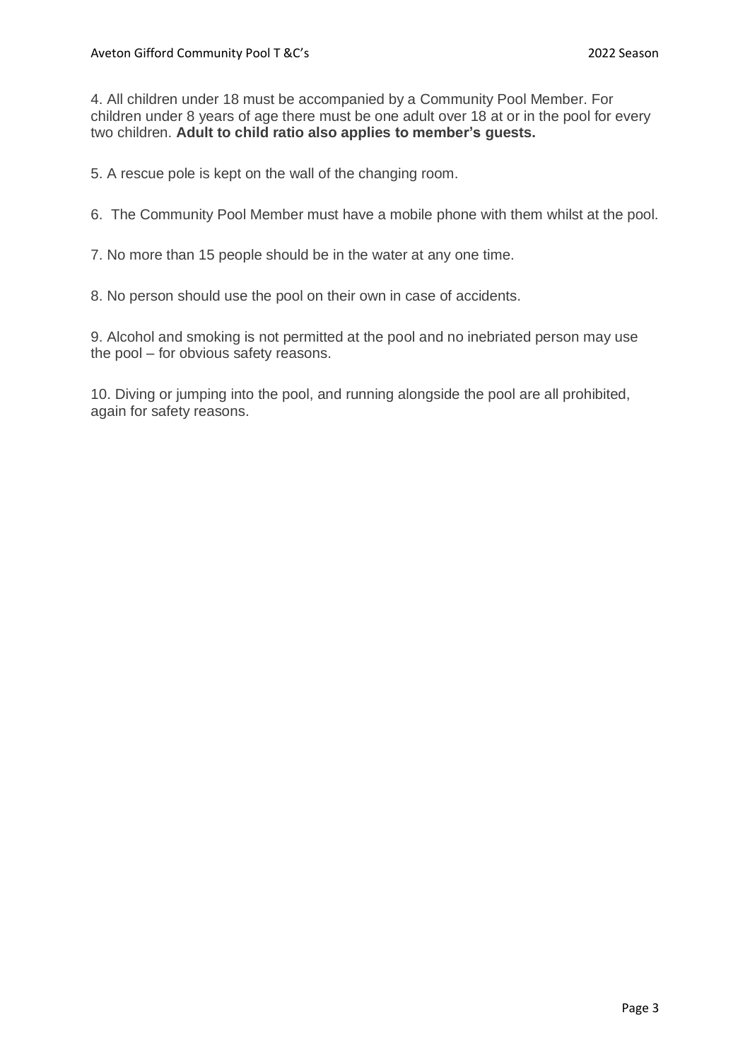4. All children under 18 must be accompanied by a Community Pool Member. For children under 8 years of age there must be one adult over 18 at or in the pool for every two children. **Adult to child ratio also applies to member's guests.**

5. A rescue pole is kept on the wall of the changing room.

6. The Community Pool Member must have a mobile phone with them whilst at the pool.

7. No more than 15 people should be in the water at any one time.

8. No person should use the pool on their own in case of accidents.

9. Alcohol and smoking is not permitted at the pool and no inebriated person may use the pool – for obvious safety reasons.

10. Diving or jumping into the pool, and running alongside the pool are all prohibited, again for safety reasons.